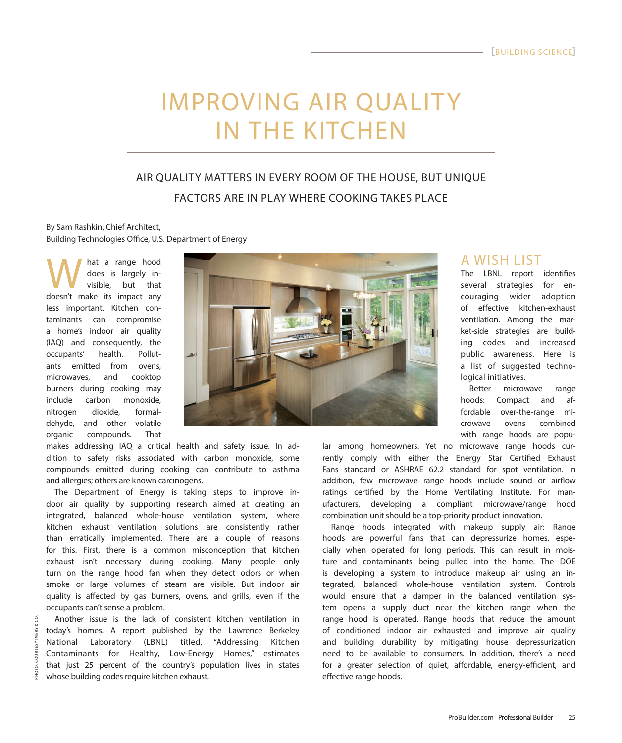[BUILDING SCIENCE]

# IMPROVING AIR QUALITY IN THE KITCHEN

## AIR QUALITY MATTERS IN EVERY ROOM OF THE HOUSE, BUT UNIQUE FACTORS ARE IN PLAY WHERE COOKING TAKES PLACE

By Sam Rashkin, Chief Architect,
Building Technologies Office, U.S. Department of Energy

What a range hood does is largely invisible, but that doesn't make its impact any less important. Kitchen contaminants can compromise a home's indoor air quality (IAQ) and consequently, the occupants' health. Pollutants emitted from ovens, microwaves, and cooktop burners during cooking may include carbon monoxide, nitrogen dioxide, formaldehyde, and other volatile organic compounds. That makes addressing IAQ a critical health and safety issue. In addition to safety risks associated with carbon monoxide, some compounds emitted during cooking can contribute to asthma and allergies; others are known carcinogens.

The Department of Energy is taking steps to improve indoor air quality by supporting research aimed at creating an integrated, balanced whole-house ventilation system, where kitchen exhaust ventilation solutions are consistently rather than erratically implemented. There are a couple of reasons for this. First, there is a common misconception that kitchen exhaust isn't necessary during cooking. Many people only turn on the range hood fan when they detect odors or when smoke or large volumes of steam are visible. But indoor air quality is affected by gas burners, ovens, and grills, even if the occupants can't sense a problem.

Another issue is the lack of consistent kitchen ventilation in today's homes. A report published by the Lawrence Berkeley National Laboratory (LBNL) titled, "Addressing Kitchen Contaminants for Healthy, Low-Energy Homes," estimates that just 25 percent of the country's population lives in states whose building codes require kitchen exhaust.

PHOTO: COURTESY IMERY & CO.

## A WISH LIST

The LBNL report identifies several strategies for encouraging wider adoption of effective kitchen-exhaust ventilation. Among the market-side strategies are building codes and increased public awareness. Here is a list of suggested technological initiatives.

Better microwave range hoods: Compact and affordable over-the-range microwave ovens combined with range hoods are popular among homeowners. Yet no microwave range hoods currently comply with either the Energy Star Certified Exhaust Fans standard or ASHRAE 62.2 standard for spot ventilation. In addition, few microwave range hoods include sound or airflow ratings certified by the Home Ventilating Institute. For manufacturers, developing a compliant microwave/range hood combination unit should be a top-priority product innovation.

Range hoods integrated with makeup supply air: Range hoods are powerful fans that can depressurize homes, especially when operated for long periods. This can result in moisture and contaminants being pulled into the home. The DOE is developing a system to introduce makeup air using an integrated, balanced whole-house ventilation system. Controls would ensure that a damper in the balanced ventilation system opens a supply duct near the kitchen range when the range hood is operated. Range hoods that reduce the amount of conditioned indoor air exhausted and improve air quality and building durability by mitigating house depressurization need to be available to consumers. In addition, there's a need for a greater selection of quiet, affordable, energy-efficient, and effective range hoods.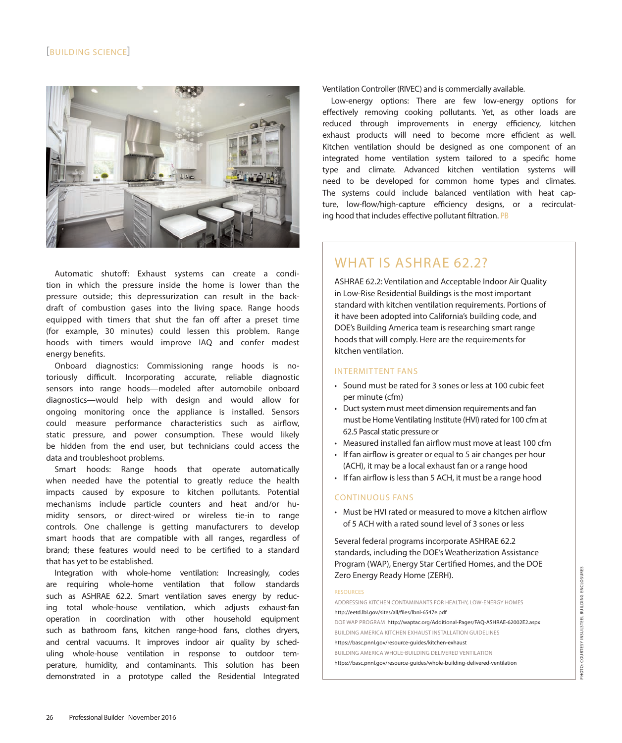Automatic shutoff: Exhaust systems can create a condition in which the pressure inside the home is lower than the pressure outside; this depressurization can result in the backdraft of combustion gases into the living space. Range hoods equipped with timers that shut the fan off after a preset time (for example, 30 minutes) could lessen this problem. Range hoods with timers would improve IAQ and confer modest energy benefits.

Onboard diagnostics: Commissioning range hoods is notoriously difficult. Incorporating accurate, reliable diagnostic sensors into range hoods—modeled after automobile onboard diagnostics—would help with design and would allow for ongoing monitoring once the appliance is installed. Sensors could measure performance characteristics such as airflow, static pressure, and power consumption. These would likely be hidden from the end user, but technicians could access the data and troubleshoot problems.

Smart hoods: Range hoods that operate automatically when needed have the potential to greatly reduce the health impacts caused by exposure to kitchen pollutants. Potential mechanisms include particle counters and heat and/or humidity sensors, or direct-wired or wireless tie-in to range controls. One challenge is getting manufacturers to develop smart hoods that are compatible with all ranges, regardless of brand; these features would need to be certified to a standard that has yet to be established.

Integration with whole-home ventilation: Increasingly, codes are requiring whole-home ventilation that follow standards such as ASHRAE 62.2. Smart ventilation saves energy by reducing total whole-house ventilation, which adjusts exhaust-fan operation in coordination with other household equipment such as bathroom fans, kitchen range-hood fans, clothes dryers, and central vacuums. It improves indoor air quality by scheduling whole-house ventilation in response to outdoor temperature, humidity, and contaminants. This solution has been demonstrated in a prototype called the Residential Integrated Ventilation Controller (RIVEC) and is commercially available.

Low-energy options: There are few low-energy options for effectively removing cooking pollutants. Yet, as other loads are reduced through improvements in energy efficiency, kitchen exhaust products will need to become more efficient as well. Kitchen ventilation should be designed as one component of an integrated home ventilation system tailored to a specific home type and climate. Advanced kitchen ventilation systems will need to be developed for common home types and climates. The systems could include balanced ventilation with heat capture, low-flow/high-capture efficiency designs, or a recirculating hood that includes effective pollutant filtration. PB

## WHAT IS ASHRAE 62.2?

ASHRAE 62.2: Ventilation and Acceptable Indoor Air Quality in Low-Rise Residential Buildings is the most important standard with kitchen ventilation requirements. Portions of it have been adopted into California's building code, and DOE's Building America team is researching smart range hoods that will comply. Here are the requirements for kitchen ventilation.

### INTERMITTENT FANS

- Sound must be rated for 3 sones or less at 100 cubic feet per minute (cfm)
- Duct system must meet dimension requirements and fan must be Home Ventilating Institute (HVI) rated for 100 cfm at 62.5 Pascal static pressure or
- Measured installed fan airflow must move at least 100 cfm
- If fan airflow is greater or equal to 5 air changes per hour (ACH), it may be a local exhaust fan or a range hood
- If fan airflow is less than 5 ACH, it must be a range hood

### CONTINUOUS FANS

- Must be HVI rated or measured to move a kitchen airflow of 5 ACH with a rated sound level of 3 sones or less

Several federal programs incorporate ASHRAE 62.2 standards, including the DOE's Weatherization Assistance Program (WAP), Energy Star Certified Homes, and the DOE Zero Energy Ready Home (ZERH).

RESOURCES

ADDRESSING KITCHEN CONTAMINANTS FOR HEALTHY, LOW-ENERGY HOMES
http://eetd.lbl.gov/sites/all/files/lbnl-6547e.pdf

DOE WAP PROGRAM http://waptac.org/Additional-Pages/FAQ-ASHRAE-62002E2.aspx

BUILDING AMERICA KITCHEN EXHAUST INSTALLATION GUIDELINES
https://basc.pnnl.gov/resource-guides/kitchen-exhaust

BUILDING AMERICA WHOLE-BUILDING DELIVERED VENTILATION
https://basc.pnnl.gov/resource-guides/whole-building-delivered-ventilation

PHOTO: COURTESY INSULSTEEL BUILDING ENCLOSURES